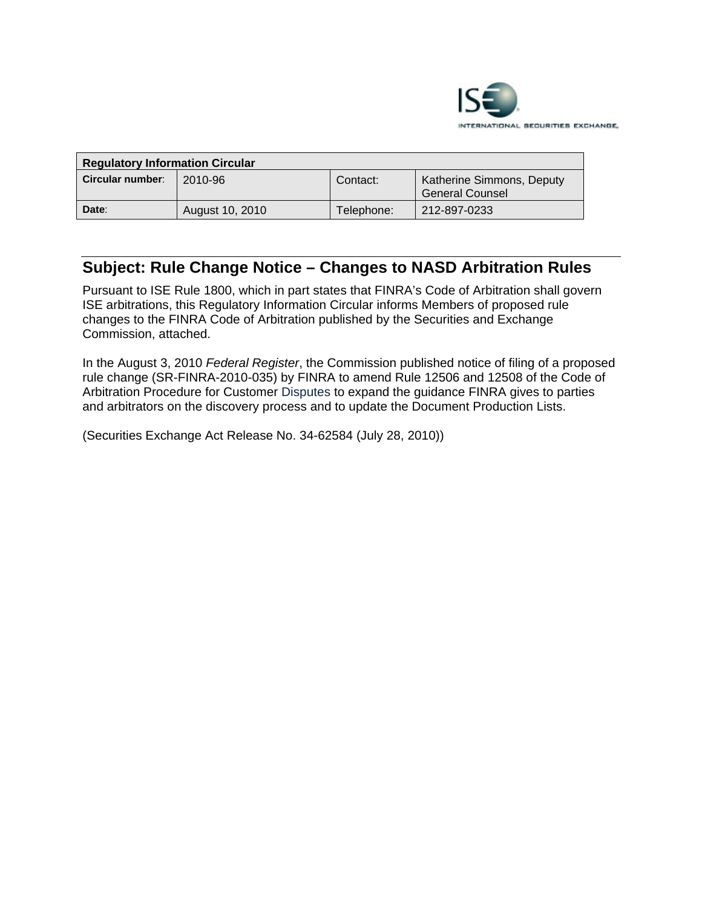| Regulatory Information Circular | | | |
|---|---|---|---|
| **Circular number**: | 2010-96 | Contact: | Katherine Simmons, Deputy General Counsel |
| **Date**: | August 10, 2010 | Telephone: | 212-897-0233 |

## Subject: Rule Change Notice – Changes to NASD Arbitration Rules

Pursuant to ISE Rule 1800, which in part states that FINRA's Code of Arbitration shall govern ISE arbitrations, this Regulatory Information Circular informs Members of proposed rule changes to the FINRA Code of Arbitration published by the Securities and Exchange Commission, attached.

In the August 3, 2010 *Federal Register*, the Commission published notice of filing of a proposed rule change (SR-FINRA-2010-035) by FINRA to amend Rule 12506 and 12508 of the Code of Arbitration Procedure for Customer Disputes to expand the guidance FINRA gives to parties and arbitrators on the discovery process and to update the Document Production Lists.

(Securities Exchange Act Release No. 34-62584 (July 28, 2010))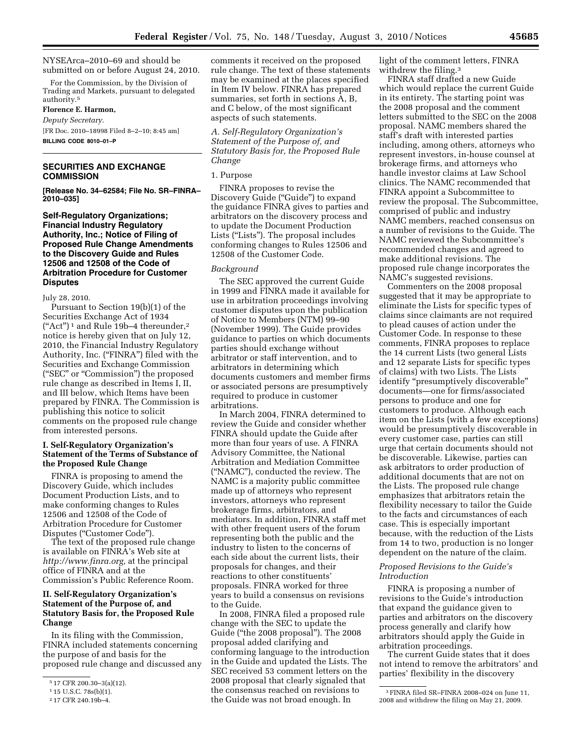NYSEArca–2010–69 and should be submitted on or before August 24, 2010.

For the Commission, by the Division of Trading and Markets, pursuant to delegated authority.[5]

**Florence E. Harmon,**

*Deputy Secretary.*

[FR Doc. 2010–18998 Filed 8–2–10; 8:45 am]

**BILLING CODE 8010–01–P**

## SECURITIES AND EXCHANGE COMMISSION

**[Release No. 34–62584; File No. SR–FINRA–2010–035]**

## Self-Regulatory Organizations; Financial Industry Regulatory Authority, Inc.; Notice of Filing of Proposed Rule Change Amendments to the Discovery Guide and Rules 12506 and 12508 of the Code of Arbitration Procedure for Customer Disputes

July 28, 2010.

Pursuant to Section 19(b)(1) of the Securities Exchange Act of 1934 ("Act")[1] and Rule 19b–4 thereunder,[2] notice is hereby given that on July 12, 2010, the Financial Industry Regulatory Authority, Inc. ("FINRA") filed with the Securities and Exchange Commission ("SEC" or "Commission") the proposed rule change as described in Items I, II, and III below, which Items have been prepared by FINRA. The Commission is publishing this notice to solicit comments on the proposed rule change from interested persons.

### I. Self-Regulatory Organization's Statement of the Terms of Substance of the Proposed Rule Change

FINRA is proposing to amend the Discovery Guide, which includes Document Production Lists, and to make conforming changes to Rules 12506 and 12508 of the Code of Arbitration Procedure for Customer Disputes ("Customer Code").

The text of the proposed rule change is available on FINRA's Web site at *http://www.finra.org,* at the principal office of FINRA and at the Commission's Public Reference Room.

### II. Self-Regulatory Organization's Statement of the Purpose of, and Statutory Basis for, the Proposed Rule Change

In its filing with the Commission, FINRA included statements concerning the purpose of and basis for the proposed rule change and discussed any comments it received on the proposed rule change. The text of these statements may be examined at the places specified in Item IV below. FINRA has prepared summaries, set forth in sections A, B, and C below, of the most significant aspects of such statements.

*A. Self-Regulatory Organization's Statement of the Purpose of, and Statutory Basis for, the Proposed Rule Change*

1. Purpose

FINRA proposes to revise the Discovery Guide ("Guide") to expand the guidance FINRA gives to parties and arbitrators on the discovery process and to update the Document Production Lists ("Lists"). The proposal includes conforming changes to Rules 12506 and 12508 of the Customer Code.

*Background*

The SEC approved the current Guide in 1999 and FINRA made it available for use in arbitration proceedings involving customer disputes upon the publication of Notice to Members (NTM) 99–90 (November 1999). The Guide provides guidance to parties on which documents parties should exchange without arbitrator or staff intervention, and to arbitrators in determining which documents customers and member firms or associated persons are presumptively required to produce in customer arbitrations.

In March 2004, FINRA determined to review the Guide and consider whether FINRA should update the Guide after more than four years of use. A FINRA Advisory Committee, the National Arbitration and Mediation Committee ("NAMC"), conducted the review. The NAMC is a majority public committee made up of attorneys who represent investors, attorneys who represent brokerage firms, arbitrators, and mediators. In addition, FINRA staff met with other frequent users of the forum representing both the public and the industry to listen to the concerns of each side about the current lists, their proposals for changes, and their reactions to other constituents' proposals. FINRA worked for three years to build a consensus on revisions to the Guide.

In 2008, FINRA filed a proposed rule change with the SEC to update the Guide ("the 2008 proposal"). The 2008 proposal added clarifying and conforming language to the introduction in the Guide and updated the Lists. The SEC received 53 comment letters on the 2008 proposal that clearly signaled that the consensus reached on revisions to the Guide was not broad enough. In light of the comment letters, FINRA withdrew the filing.[3]

FINRA staff drafted a new Guide which would replace the current Guide in its entirety. The starting point was the 2008 proposal and the comment letters submitted to the SEC on the 2008 proposal. NAMC members shared the staff's draft with interested parties including, among others, attorneys who represent investors, in-house counsel at brokerage firms, and attorneys who handle investor claims at Law School clinics. The NAMC recommended that FINRA appoint a Subcommittee to review the proposal. The Subcommittee, comprised of public and industry NAMC members, reached consensus on a number of revisions to the Guide. The NAMC reviewed the Subcommittee's recommended changes and agreed to make additional revisions. The proposed rule change incorporates the NAMC's suggested revisions.

Commenters on the 2008 proposal suggested that it may be appropriate to eliminate the Lists for specific types of claims since claimants are not required to plead causes of action under the Customer Code. In response to these comments, FINRA proposes to replace the 14 current Lists (two general Lists and 12 separate Lists for specific types of claims) with two Lists. The Lists identify "presumptively discoverable" documents—one for firms/associated persons to produce and one for customers to produce. Although each item on the Lists (with a few exceptions) would be presumptively discoverable in every customer case, parties can still urge that certain documents should not be discoverable. Likewise, parties can ask arbitrators to order production of additional documents that are not on the Lists. The proposed rule change emphasizes that arbitrators retain the flexibility necessary to tailor the Guide to the facts and circumstances of each case. This is especially important because, with the reduction of the Lists from 14 to two, production is no longer dependent on the nature of the claim.

*Proposed Revisions to the Guide's Introduction*

FINRA is proposing a number of revisions to the Guide's introduction that expand the guidance given to parties and arbitrators on the discovery process generally and clarify how arbitrators should apply the Guide in arbitration proceedings.

The current Guide states that it does not intend to remove the arbitrators' and parties' flexibility in the discovery

---

[5] 17 CFR 200.30–3(a)(12).

[1] 15 U.S.C. 78s(b)(1).

[2] 17 CFR 240.19b–4.

[3] FINRA filed SR–FINRA 2008–024 on June 11, 2008 and withdrew the filing on May 21, 2009.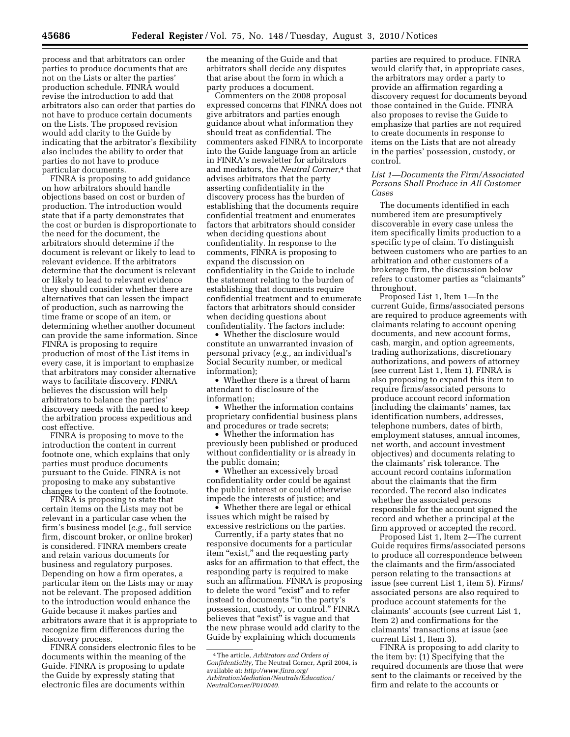process and that arbitrators can order parties to produce documents that are not on the Lists or alter the parties' production schedule. FINRA would revise the introduction to add that arbitrators also can order that parties do not have to produce certain documents on the Lists. The proposed revision would add clarity to the Guide by indicating that the arbitrator's flexibility also includes the ability to order that parties do not have to produce particular documents.

FINRA is proposing to add guidance on how arbitrators should handle objections based on cost or burden of production. The introduction would state that if a party demonstrates that the cost or burden is disproportionate to the need for the document, the arbitrators should determine if the document is relevant or likely to lead to relevant evidence. If the arbitrators determine that the document is relevant or likely to lead to relevant evidence they should consider whether there are alternatives that can lessen the impact of production, such as narrowing the time frame or scope of an item, or determining whether another document can provide the same information. Since FINRA is proposing to require production of most of the List items in every case, it is important to emphasize that arbitrators may consider alternative ways to facilitate discovery. FINRA believes the discussion will help arbitrators to balance the parties' discovery needs with the need to keep the arbitration process expeditious and cost effective.

FINRA is proposing to move to the introduction the content in current footnote one, which explains that only parties must produce documents pursuant to the Guide. FINRA is not proposing to make any substantive changes to the content of the footnote.

FINRA is proposing to state that certain items on the Lists may not be relevant in a particular case when the firm's business model (*e.g.,* full service firm, discount broker, or online broker) is considered. FINRA members create and retain various documents for business and regulatory purposes. Depending on how a firm operates, a particular item on the Lists may or may not be relevant. The proposed addition to the introduction would enhance the Guide because it makes parties and arbitrators aware that it is appropriate to recognize firm differences during the discovery process.

FINRA considers electronic files to be documents within the meaning of the Guide. FINRA is proposing to update the Guide by expressly stating that electronic files are documents within the meaning of the Guide and that arbitrators shall decide any disputes that arise about the form in which a party produces a document.

Commenters on the 2008 proposal expressed concerns that FINRA does not give arbitrators and parties enough guidance about what information they should treat as confidential. The commenters asked FINRA to incorporate into the Guide language from an article in FINRA's newsletter for arbitrators and mediators, the *Neutral Corner,*[4] that advises arbitrators that the party asserting confidentiality in the discovery process has the burden of establishing that the documents require confidential treatment and enumerates factors that arbitrators should consider when deciding questions about confidentiality. In response to the comments, FINRA is proposing to expand the discussion on confidentiality in the Guide to include the statement relating to the burden of establishing that documents require confidential treatment and to enumerate factors that arbitrators should consider when deciding questions about confidentiality. The factors include:

- Whether the disclosure would constitute an unwarranted invasion of personal privacy (*e.g.,* an individual's Social Security number, or medical information);
- Whether there is a threat of harm attendant to disclosure of the information;
- Whether the information contains proprietary confidential business plans and procedures or trade secrets;
- Whether the information has previously been published or produced without confidentiality or is already in the public domain;
- Whether an excessively broad confidentiality order could be against the public interest or could otherwise impede the interests of justice; and
- Whether there are legal or ethical issues which might be raised by excessive restrictions on the parties.

Currently, if a party states that no responsive documents for a particular item "exist," and the requesting party asks for an affirmation to that effect, the responding party is required to make such an affirmation. FINRA is proposing to delete the word "exist" and to refer instead to documents "in the party's possession, custody, or control." FINRA believes that "exist" is vague and that the new phrase would add clarity to the Guide by explaining which documents parties are required to produce. FINRA would clarify that, in appropriate cases, the arbitrators may order a party to provide an affirmation regarding a discovery request for documents beyond those contained in the Guide. FINRA also proposes to revise the Guide to emphasize that parties are not required to create documents in response to items on the Lists that are not already in the parties' possession, custody, or control.

*List 1—Documents the Firm/Associated Persons Shall Produce in All Customer Cases*

The documents identified in each numbered item are presumptively discoverable in every case unless the item specifically limits production to a specific type of claim. To distinguish between customers who are parties to an arbitration and other customers of a brokerage firm, the discussion below refers to customer parties as "claimants" throughout.

Proposed List 1, Item 1—In the current Guide, firms/associated persons are required to produce agreements with claimants relating to account opening documents, and new account forms, cash, margin, and option agreements, trading authorizations, discretionary authorizations, and powers of attorney (see current List 1, Item 1). FINRA is also proposing to expand this item to require firms/associated persons to produce account record information (including the claimants' names, tax identification numbers, addresses, telephone numbers, dates of birth, employment statuses, annual incomes, net worth, and account investment objectives) and documents relating to the claimants' risk tolerance. The account record contains information about the claimants that the firm recorded. The record also indicates whether the associated persons responsible for the account signed the record and whether a principal at the firm approved or accepted the record.

Proposed List 1, Item 2—The current Guide requires firms/associated persons to produce all correspondence between the claimants and the firm/associated person relating to the transactions at issue (see current List 1, item 5). Firms/associated persons are also required to produce account statements for the claimants' accounts (see current List 1, Item 2) and confirmations for the claimants' transactions at issue (see current List 1, Item 3).

FINRA is proposing to add clarity to the item by: (1) Specifying that the required documents are those that were sent to the claimants or received by the firm and relate to the accounts or

[4] The article, *Arbitrators and Orders of Confidentiality,* The Neutral Corner, April 2004, is available at: *http://www.finra.org/ArbitrationMediation/Neutrals/Education/NeutralCorner/P010040.*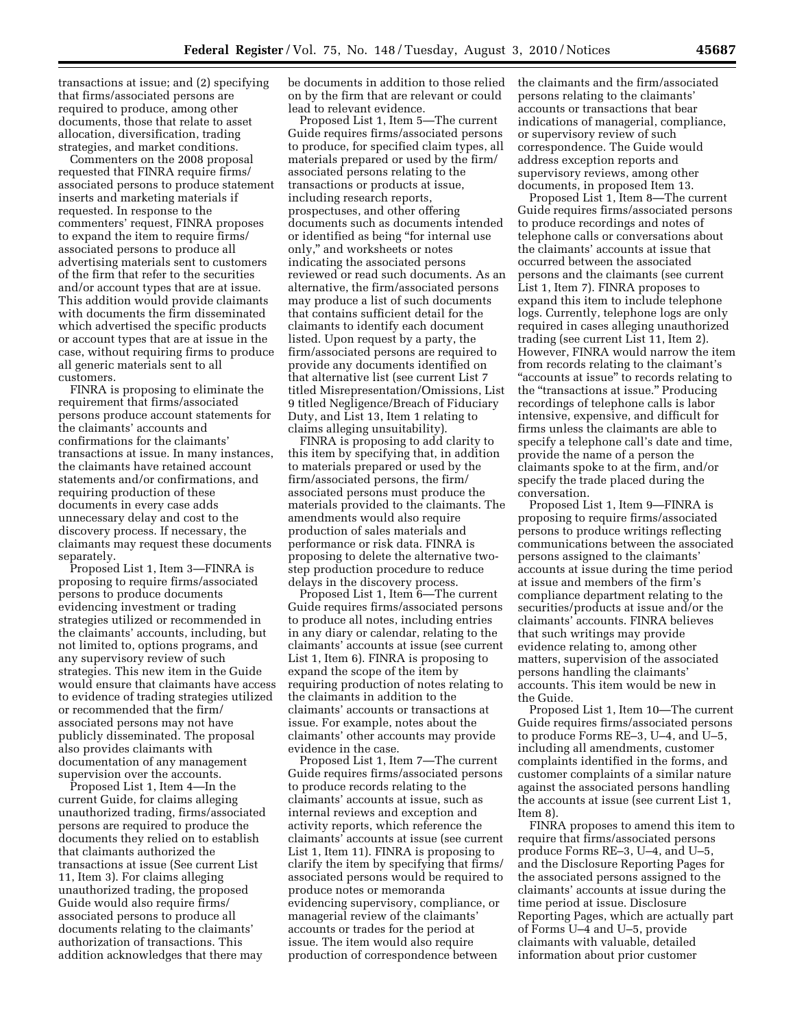transactions at issue; and (2) specifying that firms/associated persons are required to produce, among other documents, those that relate to asset allocation, diversification, trading strategies, and market conditions.

Commenters on the 2008 proposal requested that FINRA require firms/associated persons to produce statement inserts and marketing materials if requested. In response to the commenters' request, FINRA proposes to expand the item to require firms/associated persons to produce all advertising materials sent to customers of the firm that refer to the securities and/or account types that are at issue. This addition would provide claimants with documents the firm disseminated which advertised the specific products or account types that are at issue in the case, without requiring firms to produce all generic materials sent to all customers.

FINRA is proposing to eliminate the requirement that firms/associated persons produce account statements for the claimants' accounts and confirmations for the claimants' transactions at issue. In many instances, the claimants have retained account statements and/or confirmations, and requiring production of these documents in every case adds unnecessary delay and cost to the discovery process. If necessary, the claimants may request these documents separately.

Proposed List 1, Item 3—FINRA is proposing to require firms/associated persons to produce documents evidencing investment or trading strategies utilized or recommended in the claimants' accounts, including, but not limited to, options programs, and any supervisory review of such strategies. This new item in the Guide would ensure that claimants have access to evidence of trading strategies utilized or recommended that the firm/associated persons may not have publicly disseminated. The proposal also provides claimants with documentation of any management supervision over the accounts.

Proposed List 1, Item 4—In the current Guide, for claims alleging unauthorized trading, firms/associated persons are required to produce the documents they relied on to establish that claimants authorized the transactions at issue (See current List 11, Item 3). For claims alleging unauthorized trading, the proposed Guide would also require firms/associated persons to produce all documents relating to the claimants' authorization of transactions. This addition acknowledges that there may be documents in addition to those relied on by the firm that are relevant or could lead to relevant evidence.

Proposed List 1, Item 5—The current Guide requires firms/associated persons to produce, for specified claim types, all materials prepared or used by the firm/associated persons relating to the transactions or products at issue, including research reports, prospectuses, and other offering documents such as documents intended or identified as being "for internal use only," and worksheets or notes indicating the associated persons reviewed or read such documents. As an alternative, the firm/associated persons may produce a list of such documents that contains sufficient detail for the claimants to identify each document listed. Upon request by a party, the firm/associated persons are required to provide any documents identified on that alternative list (see current List 7 titled Misrepresentation/Omissions, List 9 titled Negligence/Breach of Fiduciary Duty, and List 13, Item 1 relating to claims alleging unsuitability).

FINRA is proposing to add clarity to this item by specifying that, in addition to materials prepared or used by the firm/associated persons, the firm/associated persons must produce the materials provided to the claimants. The amendments would also require production of sales materials and performance or risk data. FINRA is proposing to delete the alternative two-step production procedure to reduce delays in the discovery process.

Proposed List 1, Item 6—The current Guide requires firms/associated persons to produce all notes, including entries in any diary or calendar, relating to the claimants' accounts at issue (see current List 1, Item 6). FINRA is proposing to expand the scope of the item by requiring production of notes relating to the claimants in addition to the claimants' accounts or transactions at issue. For example, notes about the claimants' other accounts may provide evidence in the case.

Proposed List 1, Item 7—The current Guide requires firms/associated persons to produce records relating to the claimants' accounts at issue, such as internal reviews and exception and activity reports, which reference the claimants' accounts at issue (see current List 1, Item 11). FINRA is proposing to clarify the item by specifying that firms/associated persons would be required to produce notes or memoranda evidencing supervisory, compliance, or managerial review of the claimants' accounts or trades for the period at issue. The item would also require production of correspondence between the claimants and the firm/associated persons relating to the claimants' accounts or transactions that bear indications of managerial, compliance, or supervisory review of such correspondence. The Guide would address exception reports and supervisory reviews, among other documents, in proposed Item 13.

Proposed List 1, Item 8—The current Guide requires firms/associated persons to produce recordings and notes of telephone calls or conversations about the claimants' accounts at issue that occurred between the associated persons and the claimants (see current List 1, Item 7). FINRA proposes to expand this item to include telephone logs. Currently, telephone logs are only required in cases alleging unauthorized trading (see current List 11, Item 2). However, FINRA would narrow the item from records relating to the claimant's "accounts at issue" to records relating to the "transactions at issue." Producing recordings of telephone calls is labor intensive, expensive, and difficult for firms unless the claimants are able to specify a telephone call's date and time, provide the name of a person the claimants spoke to at the firm, and/or specify the trade placed during the conversation.

Proposed List 1, Item 9—FINRA is proposing to require firms/associated persons to produce writings reflecting communications between the associated persons assigned to the claimants' accounts at issue during the time period at issue and members of the firm's compliance department relating to the securities/products at issue and/or the claimants' accounts. FINRA believes that such writings may provide evidence relating to, among other matters, supervision of the associated persons handling the claimants' accounts. This item would be new in the Guide.

Proposed List 1, Item 10—The current Guide requires firms/associated persons to produce Forms RE–3, U–4, and U–5, including all amendments, customer complaints identified in the forms, and customer complaints of a similar nature against the associated persons handling the accounts at issue (see current List 1, Item 8).

FINRA proposes to amend this item to require that firms/associated persons produce Forms RE–3, U–4, and U–5, and the Disclosure Reporting Pages for the associated persons assigned to the claimants' accounts at issue during the time period at issue. Disclosure Reporting Pages, which are actually part of Forms U–4 and U–5, provide claimants with valuable, detailed information about prior customer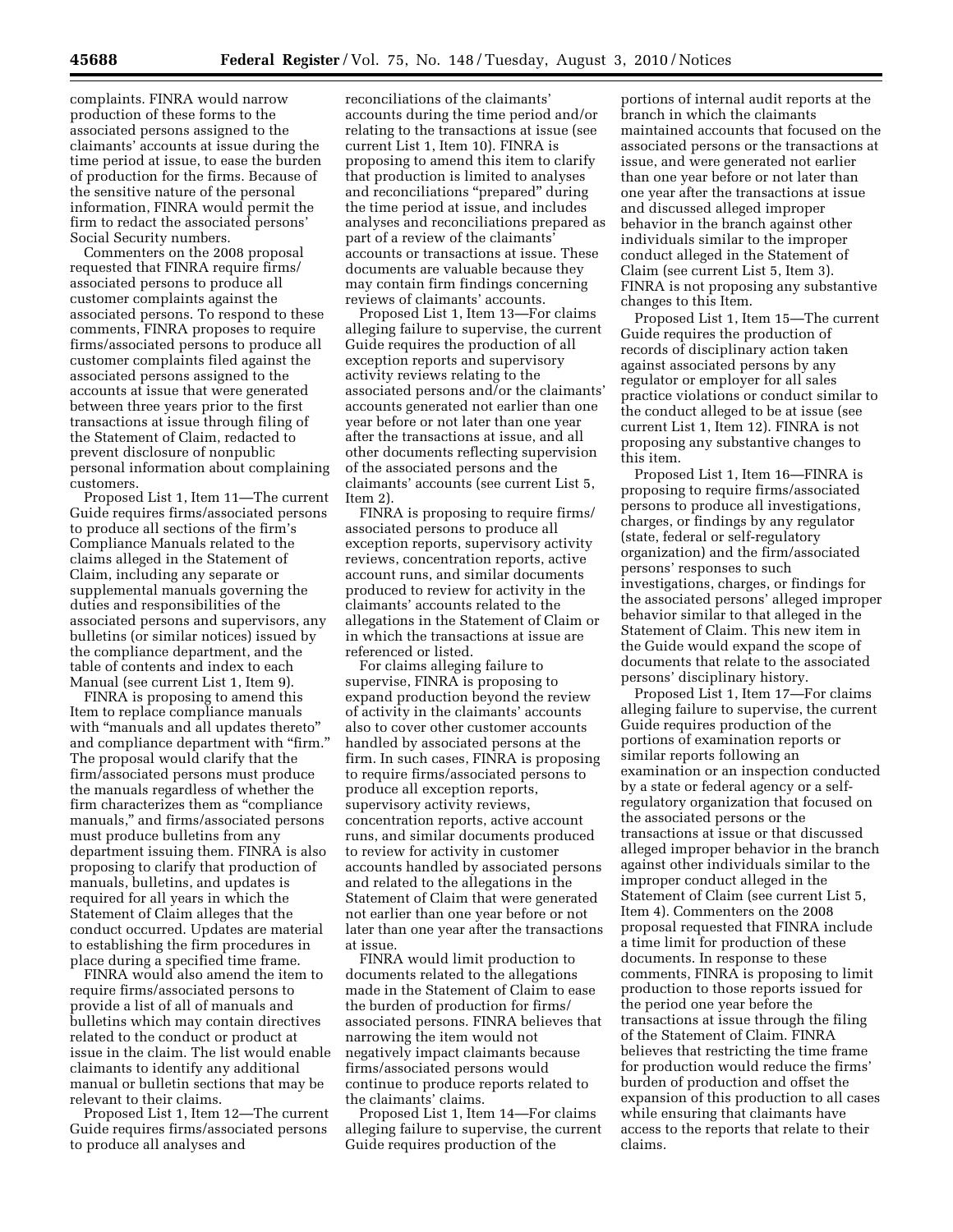complaints. FINRA would narrow production of these forms to the associated persons assigned to the claimants' accounts at issue during the time period at issue, to ease the burden of production for the firms. Because of the sensitive nature of the personal information, FINRA would permit the firm to redact the associated persons' Social Security numbers.

Commenters on the 2008 proposal requested that FINRA require firms/associated persons to produce all customer complaints against the associated persons. To respond to these comments, FINRA proposes to require firms/associated persons to produce all customer complaints filed against the associated persons assigned to the accounts at issue that were generated between three years prior to the first transactions at issue through filing of the Statement of Claim, redacted to prevent disclosure of nonpublic personal information about complaining customers.

Proposed List 1, Item 11—The current Guide requires firms/associated persons to produce all sections of the firm's Compliance Manuals related to the claims alleged in the Statement of Claim, including any separate or supplemental manuals governing the duties and responsibilities of the associated persons and supervisors, any bulletins (or similar notices) issued by the compliance department, and the table of contents and index to each Manual (see current List 1, Item 9).

FINRA is proposing to amend this Item to replace compliance manuals with "manuals and all updates thereto" and compliance department with "firm." The proposal would clarify that the firm/associated persons must produce the manuals regardless of whether the firm characterizes them as "compliance manuals," and firms/associated persons must produce bulletins from any department issuing them. FINRA is also proposing to clarify that production of manuals, bulletins, and updates is required for all years in which the Statement of Claim alleges that the conduct occurred. Updates are material to establishing the firm procedures in place during a specified time frame.

FINRA would also amend the item to require firms/associated persons to provide a list of all of manuals and bulletins which may contain directives related to the conduct or product at issue in the claim. The list would enable claimants to identify any additional manual or bulletin sections that may be relevant to their claims.

Proposed List 1, Item 12—The current Guide requires firms/associated persons to produce all analyses and reconciliations of the claimants' accounts during the time period and/or relating to the transactions at issue (see current List 1, Item 10). FINRA is proposing to amend this item to clarify that production is limited to analyses and reconciliations "prepared" during the time period at issue, and includes analyses and reconciliations prepared as part of a review of the claimants' accounts or transactions at issue. These documents are valuable because they may contain firm findings concerning reviews of claimants' accounts.

Proposed List 1, Item 13—For claims alleging failure to supervise, the current Guide requires the production of all exception reports and supervisory activity reviews relating to the associated persons and/or the claimants' accounts generated not earlier than one year before or not later than one year after the transactions at issue, and all other documents reflecting supervision of the associated persons and the claimants' accounts (see current List 5, Item 2).

FINRA is proposing to require firms/associated persons to produce all exception reports, supervisory activity reviews, concentration reports, active account runs, and similar documents produced to review for activity in the claimants' accounts related to the allegations in the Statement of Claim or in which the transactions at issue are referenced or listed.

For claims alleging failure to supervise, FINRA is proposing to expand production beyond the review of activity in the claimants' accounts also to cover other customer accounts handled by associated persons at the firm. In such cases, FINRA is proposing to require firms/associated persons to produce all exception reports, supervisory activity reviews, concentration reports, active account runs, and similar documents produced to review for activity in customer accounts handled by associated persons and related to the allegations in the Statement of Claim that were generated not earlier than one year before or not later than one year after the transactions at issue.

FINRA would limit production to documents related to the allegations made in the Statement of Claim to ease the burden of production for firms/associated persons. FINRA believes that narrowing the item would not negatively impact claimants because firms/associated persons would continue to produce reports related to the claimants' claims.

Proposed List 1, Item 14—For claims alleging failure to supervise, the current Guide requires production of the portions of internal audit reports at the branch in which the claimants maintained accounts that focused on the associated persons or the transactions at issue, and were generated not earlier than one year before or not later than one year after the transactions at issue and discussed alleged improper behavior in the branch against other individuals similar to the improper conduct alleged in the Statement of Claim (see current List 5, Item 3). FINRA is not proposing any substantive changes to this Item.

Proposed List 1, Item 15—The current Guide requires the production of records of disciplinary action taken against associated persons by any regulator or employer for all sales practice violations or conduct similar to the conduct alleged to be at issue (see current List 1, Item 12). FINRA is not proposing any substantive changes to this item.

Proposed List 1, Item 16—FINRA is proposing to require firms/associated persons to produce all investigations, charges, or findings by any regulator (state, federal or self-regulatory organization) and the firm/associated persons' responses to such investigations, charges, or findings for the associated persons' alleged improper behavior similar to that alleged in the Statement of Claim. This new item in the Guide would expand the scope of documents that relate to the associated persons' disciplinary history.

Proposed List 1, Item 17—For claims alleging failure to supervise, the current Guide requires production of the portions of examination reports or similar reports following an examination or an inspection conducted by a state or federal agency or a self-regulatory organization that focused on the associated persons or the transactions at issue or that discussed alleged improper behavior in the branch against other individuals similar to the improper conduct alleged in the Statement of Claim (see current List 5, Item 4). Commenters on the 2008 proposal requested that FINRA include a time limit for production of these documents. In response to these comments, FINRA is proposing to limit production to those reports issued for the period one year before the transactions at issue through the filing of the Statement of Claim. FINRA believes that restricting the time frame for production would reduce the firms' burden of production and offset the expansion of this production to all cases while ensuring that claimants have access to the reports that relate to their claims.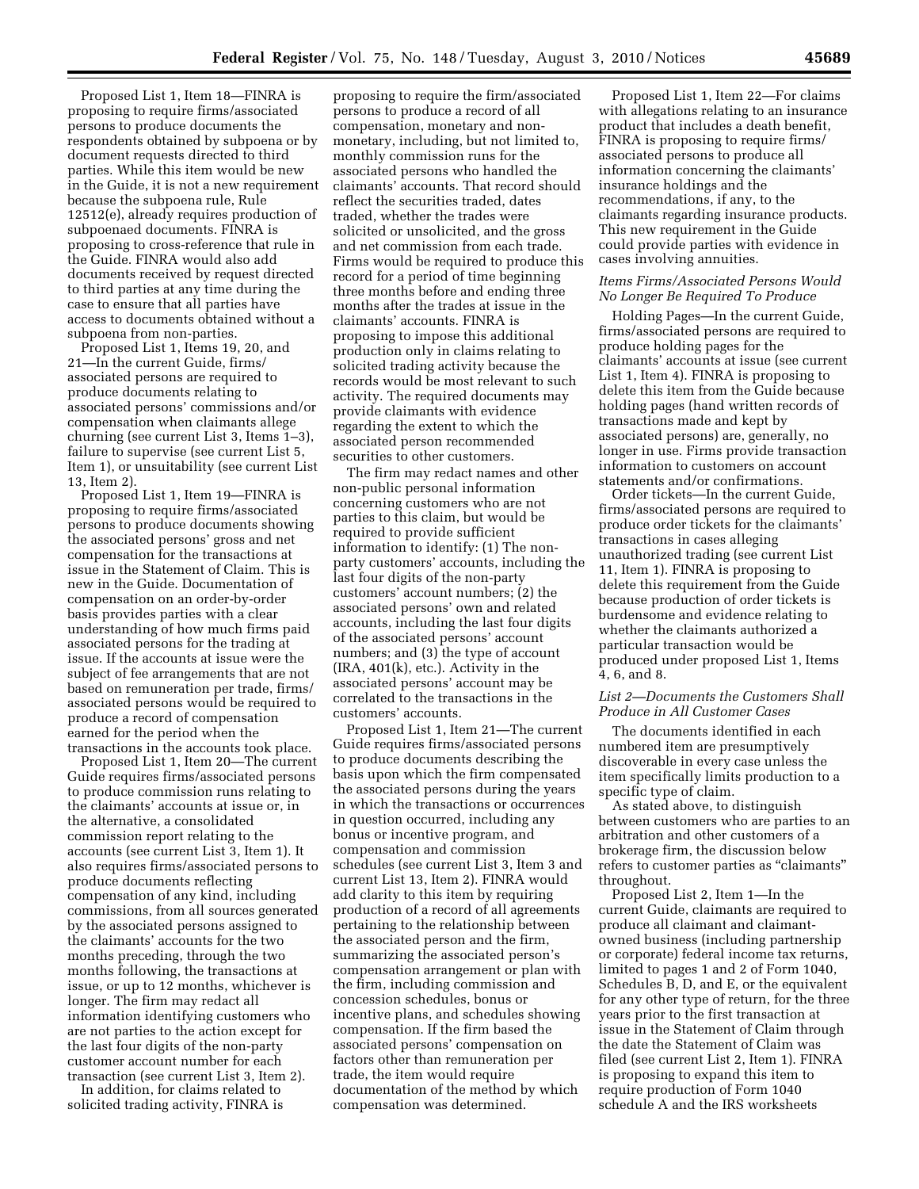Proposed List 1, Item 18—FINRA is proposing to require firms/associated persons to produce documents the respondents obtained by subpoena or by document requests directed to third parties. While this item would be new in the Guide, it is not a new requirement because the subpoena rule, Rule 12512(e), already requires production of subpoenaed documents. FINRA is proposing to cross-reference that rule in the Guide. FINRA would also add documents received by request directed to third parties at any time during the case to ensure that all parties have access to documents obtained without a subpoena from non-parties.

Proposed List 1, Items 19, 20, and 21—In the current Guide, firms/associated persons are required to produce documents relating to associated persons' commissions and/or compensation when claimants allege churning (see current List 3, Items 1–3), failure to supervise (see current List 5, Item 1), or unsuitability (see current List 13, Item 2).

Proposed List 1, Item 19—FINRA is proposing to require firms/associated persons to produce documents showing the associated persons' gross and net compensation for the transactions at issue in the Statement of Claim. This is new in the Guide. Documentation of compensation on an order-by-order basis provides parties with a clear understanding of how much firms paid associated persons for the trading at issue. If the accounts at issue were the subject of fee arrangements that are not based on remuneration per trade, firms/associated persons would be required to produce a record of compensation earned for the period when the transactions in the accounts took place.

Proposed List 1, Item 20—The current Guide requires firms/associated persons to produce commission runs relating to the claimants' accounts at issue or, in the alternative, a consolidated commission report relating to the accounts (see current List 3, Item 1). It also requires firms/associated persons to produce documents reflecting compensation of any kind, including commissions, from all sources generated by the associated persons assigned to the claimants' accounts for the two months preceding, through the two months following, the transactions at issue, or up to 12 months, whichever is longer. The firm may redact all information identifying customers who are not parties to the action except for the last four digits of the non-party customer account number for each transaction (see current List 3, Item 2).

In addition, for claims related to solicited trading activity, FINRA is proposing to require the firm/associated persons to produce a record of all compensation, monetary and non-monetary, including, but not limited to, monthly commission runs for the associated persons who handled the claimants' accounts. That record should reflect the securities traded, dates traded, whether the trades were solicited or unsolicited, and the gross and net commission from each trade. Firms would be required to produce this record for a period of time beginning three months before and ending three months after the trades at issue in the claimants' accounts. FINRA is proposing to impose this additional production only in claims relating to solicited trading activity because the records would be most relevant to such activity. The required documents may provide claimants with evidence regarding the extent to which the associated person recommended securities to other customers.

The firm may redact names and other non-public personal information concerning customers who are not parties to this claim, but would be required to provide sufficient information to identify: (1) The non-party customers' accounts, including the last four digits of the non-party customers' account numbers; (2) the associated persons' own and related accounts, including the last four digits of the associated persons' account numbers; and (3) the type of account (IRA, 401(k), etc.). Activity in the associated persons' account may be correlated to the transactions in the customers' accounts.

Proposed List 1, Item 21—The current Guide requires firms/associated persons to produce documents describing the basis upon which the firm compensated the associated persons during the years in which the transactions or occurrences in question occurred, including any bonus or incentive program, and compensation and commission schedules (see current List 3, Item 3 and current List 13, Item 2). FINRA would add clarity to this item by requiring production of a record of all agreements pertaining to the relationship between the associated person and the firm, summarizing the associated person's compensation arrangement or plan with the firm, including commission and concession schedules, bonus or incentive plans, and schedules showing compensation. If the firm based the associated persons' compensation on factors other than remuneration per trade, the item would require documentation of the method by which compensation was determined.

Proposed List 1, Item 22—For claims with allegations relating to an insurance product that includes a death benefit, FINRA is proposing to require firms/associated persons to produce all information concerning the claimants' insurance holdings and the recommendations, if any, to the claimants regarding insurance products. This new requirement in the Guide could provide parties with evidence in cases involving annuities.

### *Items Firms/Associated Persons Would No Longer Be Required To Produce*

Holding Pages—In the current Guide, firms/associated persons are required to produce holding pages for the claimants' accounts at issue (see current List 1, Item 4). FINRA is proposing to delete this item from the Guide because holding pages (hand written records of transactions made and kept by associated persons) are, generally, no longer in use. Firms provide transaction information to customers on account statements and/or confirmations.

Order tickets—In the current Guide, firms/associated persons are required to produce order tickets for the claimants' transactions in cases alleging unauthorized trading (see current List 11, Item 1). FINRA is proposing to delete this requirement from the Guide because production of order tickets is burdensome and evidence relating to whether the claimants authorized a particular transaction would be produced under proposed List 1, Items 4, 6, and 8.

### *List 2—Documents the Customers Shall Produce in All Customer Cases*

The documents identified in each numbered item are presumptively discoverable in every case unless the item specifically limits production to a specific type of claim.

As stated above, to distinguish between customers who are parties to an arbitration and other customers of a brokerage firm, the discussion below refers to customer parties as "claimants" throughout.

Proposed List 2, Item 1—In the current Guide, claimants are required to produce all claimant and claimant-owned business (including partnership or corporate) federal income tax returns, limited to pages 1 and 2 of Form 1040, Schedules B, D, and E, or the equivalent for any other type of return, for the three years prior to the first transaction at issue in the Statement of Claim through the date the Statement of Claim was filed (see current List 2, Item 1). FINRA is proposing to expand this item to require production of Form 1040 schedule A and the IRS worksheets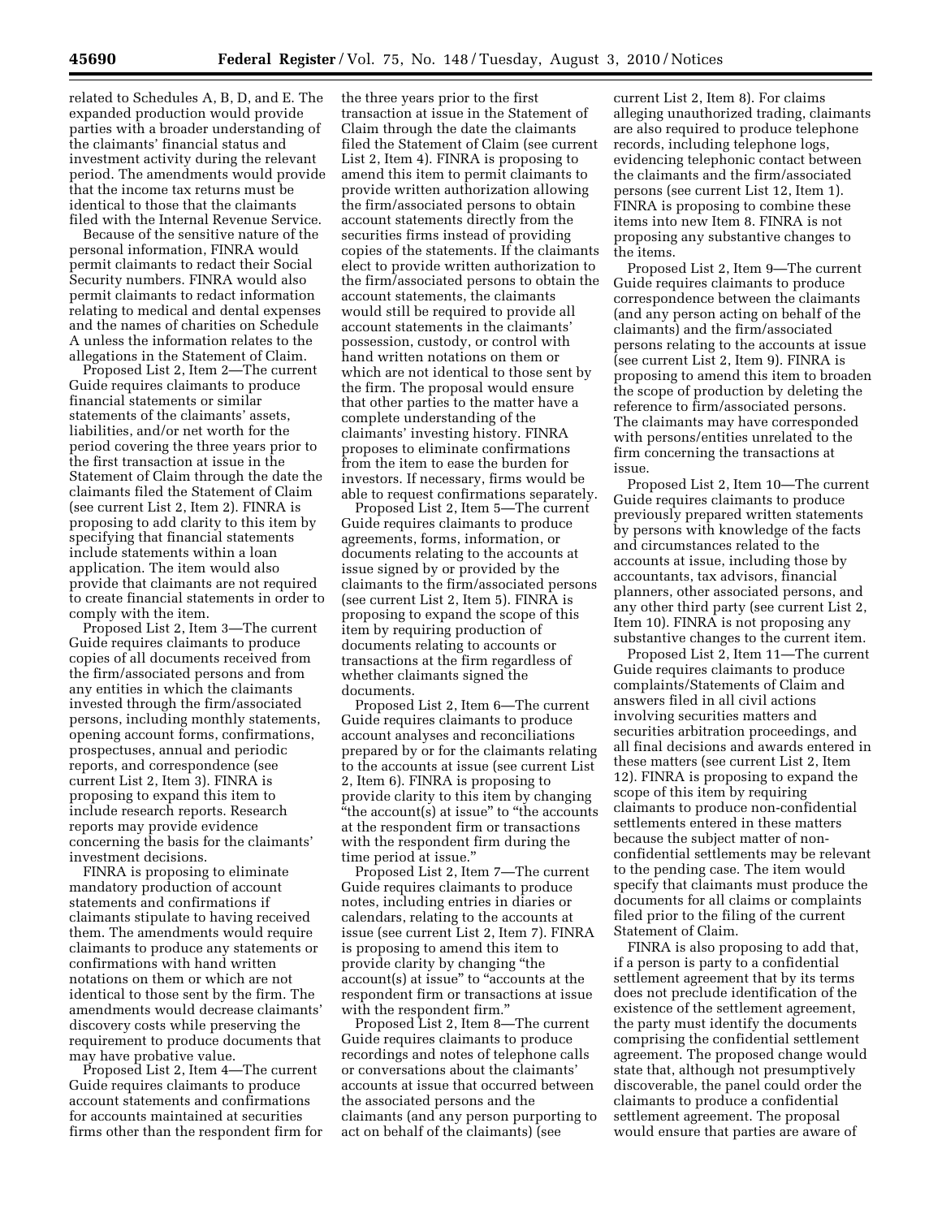related to Schedules A, B, D, and E. The expanded production would provide parties with a broader understanding of the claimants' financial status and investment activity during the relevant period. The amendments would provide that the income tax returns must be identical to those that the claimants filed with the Internal Revenue Service.

Because of the sensitive nature of the personal information, FINRA would permit claimants to redact their Social Security numbers. FINRA would also permit claimants to redact information relating to medical and dental expenses and the names of charities on Schedule A unless the information relates to the allegations in the Statement of Claim.

Proposed List 2, Item 2—The current Guide requires claimants to produce financial statements or similar statements of the claimants' assets, liabilities, and/or net worth for the period covering the three years prior to the first transaction at issue in the Statement of Claim through the date the claimants filed the Statement of Claim (see current List 2, Item 2). FINRA is proposing to add clarity to this item by specifying that financial statements include statements within a loan application. The item would also provide that claimants are not required to create financial statements in order to comply with the item.

Proposed List 2, Item 3—The current Guide requires claimants to produce copies of all documents received from the firm/associated persons and from any entities in which the claimants invested through the firm/associated persons, including monthly statements, opening account forms, confirmations, prospectuses, annual and periodic reports, and correspondence (see current List 2, Item 3). FINRA is proposing to expand this item to include research reports. Research reports may provide evidence concerning the basis for the claimants' investment decisions.

FINRA is proposing to eliminate mandatory production of account statements and confirmations if claimants stipulate to having received them. The amendments would require claimants to produce any statements or confirmations with hand written notations on them or which are not identical to those sent by the firm. The amendments would decrease claimants' discovery costs while preserving the requirement to produce documents that may have probative value.

Proposed List 2, Item 4—The current Guide requires claimants to produce account statements and confirmations for accounts maintained at securities firms other than the respondent firm for the three years prior to the first transaction at issue in the Statement of Claim through the date the claimants filed the Statement of Claim (see current List 2, Item 4). FINRA is proposing to amend this item to permit claimants to provide written authorization allowing the firm/associated persons to obtain account statements directly from the securities firms instead of providing copies of the statements. If the claimants elect to provide written authorization to the firm/associated persons to obtain the account statements, the claimants would still be required to provide all account statements in the claimants' possession, custody, or control with hand written notations on them or which are not identical to those sent by the firm. The proposal would ensure that other parties to the matter have a complete understanding of the claimants' investing history. FINRA proposes to eliminate confirmations from the item to ease the burden for investors. If necessary, firms would be able to request confirmations separately.

Proposed List 2, Item 5—The current Guide requires claimants to produce agreements, forms, information, or documents relating to the accounts at issue signed by or provided by the claimants to the firm/associated persons (see current List 2, Item 5). FINRA is proposing to expand the scope of this item by requiring production of documents relating to accounts or transactions at the firm regardless of whether claimants signed the documents.

Proposed List 2, Item 6—The current Guide requires claimants to produce account analyses and reconciliations prepared by or for the claimants relating to the accounts at issue (see current List 2, Item 6). FINRA is proposing to provide clarity to this item by changing "the account(s) at issue" to "the accounts at the respondent firm or transactions with the respondent firm during the time period at issue."

Proposed List 2, Item 7—The current Guide requires claimants to produce notes, including entries in diaries or calendars, relating to the accounts at issue (see current List 2, Item 7). FINRA is proposing to amend this item to provide clarity by changing "the account(s) at issue" to "accounts at the respondent firm or transactions at issue with the respondent firm."

Proposed List 2, Item 8—The current Guide requires claimants to produce recordings and notes of telephone calls or conversations about the claimants' accounts at issue that occurred between the associated persons and the claimants (and any person purporting to act on behalf of the claimants) (see current List 2, Item 8). For claims alleging unauthorized trading, claimants are also required to produce telephone records, including telephone logs, evidencing telephonic contact between the claimants and the firm/associated persons (see current List 12, Item 1). FINRA is proposing to combine these items into new Item 8. FINRA is not proposing any substantive changes to the items.

Proposed List 2, Item 9—The current Guide requires claimants to produce correspondence between the claimants (and any person acting on behalf of the claimants) and the firm/associated persons relating to the accounts at issue (see current List 2, Item 9). FINRA is proposing to amend this item to broaden the scope of production by deleting the reference to firm/associated persons. The claimants may have corresponded with persons/entities unrelated to the firm concerning the transactions at issue.

Proposed List 2, Item 10—The current Guide requires claimants to produce previously prepared written statements by persons with knowledge of the facts and circumstances related to the accounts at issue, including those by accountants, tax advisors, financial planners, other associated persons, and any other third party (see current List 2, Item 10). FINRA is not proposing any substantive changes to the current item.

Proposed List 2, Item 11—The current Guide requires claimants to produce complaints/Statements of Claim and answers filed in all civil actions involving securities matters and securities arbitration proceedings, and all final decisions and awards entered in these matters (see current List 2, Item 12). FINRA is proposing to expand the scope of this item by requiring claimants to produce non-confidential settlements entered in these matters because the subject matter of non-confidential settlements may be relevant to the pending case. The item would specify that claimants must produce the documents for all claims or complaints filed prior to the filing of the current Statement of Claim.

FINRA is also proposing to add that, if a person is party to a confidential settlement agreement that by its terms does not preclude identification of the existence of the settlement agreement, the party must identify the documents comprising the confidential settlement agreement. The proposed change would state that, although not presumptively discoverable, the panel could order the claimants to produce a confidential settlement agreement. The proposal would ensure that parties are aware of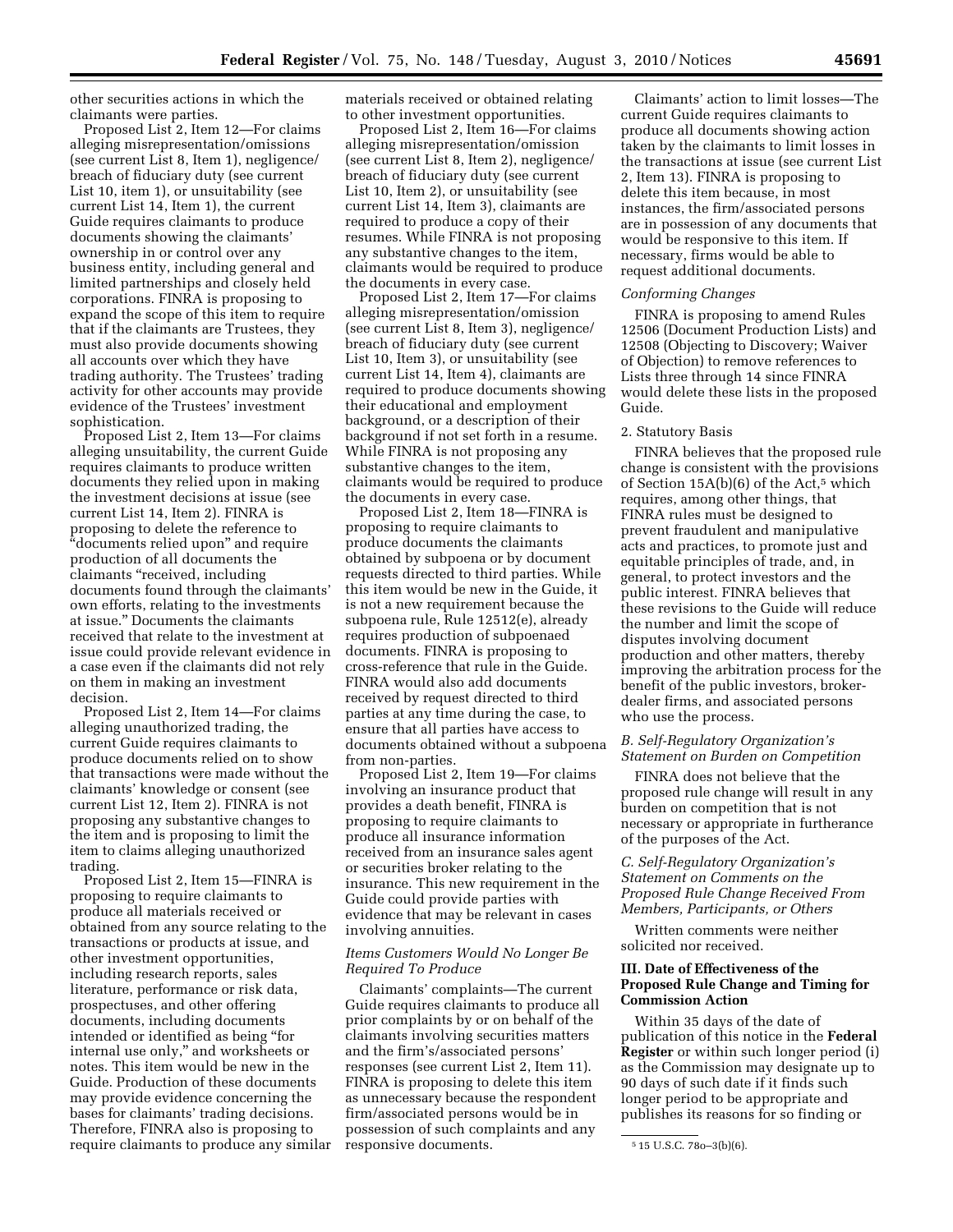other securities actions in which the claimants were parties.

Proposed List 2, Item 12—For claims alleging misrepresentation/omissions (see current List 8, Item 1), negligence/breach of fiduciary duty (see current List 10, item 1), or unsuitability (see current List 14, Item 1), the current Guide requires claimants to produce documents showing the claimants' ownership in or control over any business entity, including general and limited partnerships and closely held corporations. FINRA is proposing to expand the scope of this item to require that if the claimants are Trustees, they must also provide documents showing all accounts over which they have trading authority. The Trustees' trading activity for other accounts may provide evidence of the Trustees' investment sophistication.

Proposed List 2, Item 13—For claims alleging unsuitability, the current Guide requires claimants to produce written documents they relied upon in making the investment decisions at issue (see current List 14, Item 2). FINRA is proposing to delete the reference to "documents relied upon" and require production of all documents the claimants "received, including documents found through the claimants' own efforts, relating to the investments at issue." Documents the claimants received that relate to the investment at issue could provide relevant evidence in a case even if the claimants did not rely on them in making an investment decision.

Proposed List 2, Item 14—For claims alleging unauthorized trading, the current Guide requires claimants to produce documents relied on to show that transactions were made without the claimants' knowledge or consent (see current List 12, Item 2). FINRA is not proposing any substantive changes to the item and is proposing to limit the item to claims alleging unauthorized trading.

Proposed List 2, Item 15—FINRA is proposing to require claimants to produce all materials received or obtained from any source relating to the transactions or products at issue, and other investment opportunities, including research reports, sales literature, performance or risk data, prospectuses, and other offering documents, including documents intended or identified as being "for internal use only," and worksheets or notes. This item would be new in the Guide. Production of these documents may provide evidence concerning the bases for claimants' trading decisions. Therefore, FINRA also is proposing to require claimants to produce any similar materials received or obtained relating to other investment opportunities.

Proposed List 2, Item 16—For claims alleging misrepresentation/omission (see current List 8, Item 2), negligence/breach of fiduciary duty (see current List 10, Item 2), or unsuitability (see current List 14, Item 3), claimants are required to produce a copy of their resumes. While FINRA is not proposing any substantive changes to the item, claimants would be required to produce the documents in every case.

Proposed List 2, Item 17—For claims alleging misrepresentation/omission (see current List 8, Item 3), negligence/breach of fiduciary duty (see current List 10, Item 3), or unsuitability (see current List 14, Item 4), claimants are required to produce documents showing their educational and employment background, or a description of their background if not set forth in a resume. While FINRA is not proposing any substantive changes to the item, claimants would be required to produce the documents in every case.

Proposed List 2, Item 18—FINRA is proposing to require claimants to produce documents the claimants obtained by subpoena or by document requests directed to third parties. While this item would be new in the Guide, it is not a new requirement because the subpoena rule, Rule 12512(e), already requires production of subpoenaed documents. FINRA is proposing to cross-reference that rule in the Guide. FINRA would also add documents received by request directed to third parties at any time during the case, to ensure that all parties have access to documents obtained without a subpoena from non-parties.

Proposed List 2, Item 19—For claims involving an insurance product that provides a death benefit, FINRA is proposing to require claimants to produce all insurance information received from an insurance sales agent or securities broker relating to the insurance. This new requirement in the Guide could provide parties with evidence that may be relevant in cases involving annuities.

*Items Customers Would No Longer Be Required To Produce*

Claimants' complaints—The current Guide requires claimants to produce all prior complaints by or on behalf of the claimants involving securities matters and the firm's/associated persons' responses (see current List 2, Item 11). FINRA is proposing to delete this item as unnecessary because the respondent firm/associated persons would be in possession of such complaints and any responsive documents.

Claimants' action to limit losses—The current Guide requires claimants to produce all documents showing action taken by the claimants to limit losses in the transactions at issue (see current List 2, Item 13). FINRA is proposing to delete this item because, in most instances, the firm/associated persons are in possession of any documents that would be responsive to this item. If necessary, firms would be able to request additional documents.

*Conforming Changes*

FINRA is proposing to amend Rules 12506 (Document Production Lists) and 12508 (Objecting to Discovery; Waiver of Objection) to remove references to Lists three through 14 since FINRA would delete these lists in the proposed Guide.

2. Statutory Basis

FINRA believes that the proposed rule change is consistent with the provisions of Section 15A(b)(6) of the Act,[5] which requires, among other things, that FINRA rules must be designed to prevent fraudulent and manipulative acts and practices, to promote just and equitable principles of trade, and, in general, to protect investors and the public interest. FINRA believes that these revisions to the Guide will reduce the number and limit the scope of disputes involving document production and other matters, thereby improving the arbitration process for the benefit of the public investors, broker-dealer firms, and associated persons who use the process.

*B. Self-Regulatory Organization's Statement on Burden on Competition*

FINRA does not believe that the proposed rule change will result in any burden on competition that is not necessary or appropriate in furtherance of the purposes of the Act.

*C. Self-Regulatory Organization's Statement on Comments on the Proposed Rule Change Received From Members, Participants, or Others*

Written comments were neither solicited nor received.

### III. Date of Effectiveness of the Proposed Rule Change and Timing for Commission Action

Within 35 days of the date of publication of this notice in the **Federal Register** or within such longer period (i) as the Commission may designate up to 90 days of such date if it finds such longer period to be appropriate and publishes its reasons for so finding or

[5] 15 U.S.C. 78o–3(b)(6).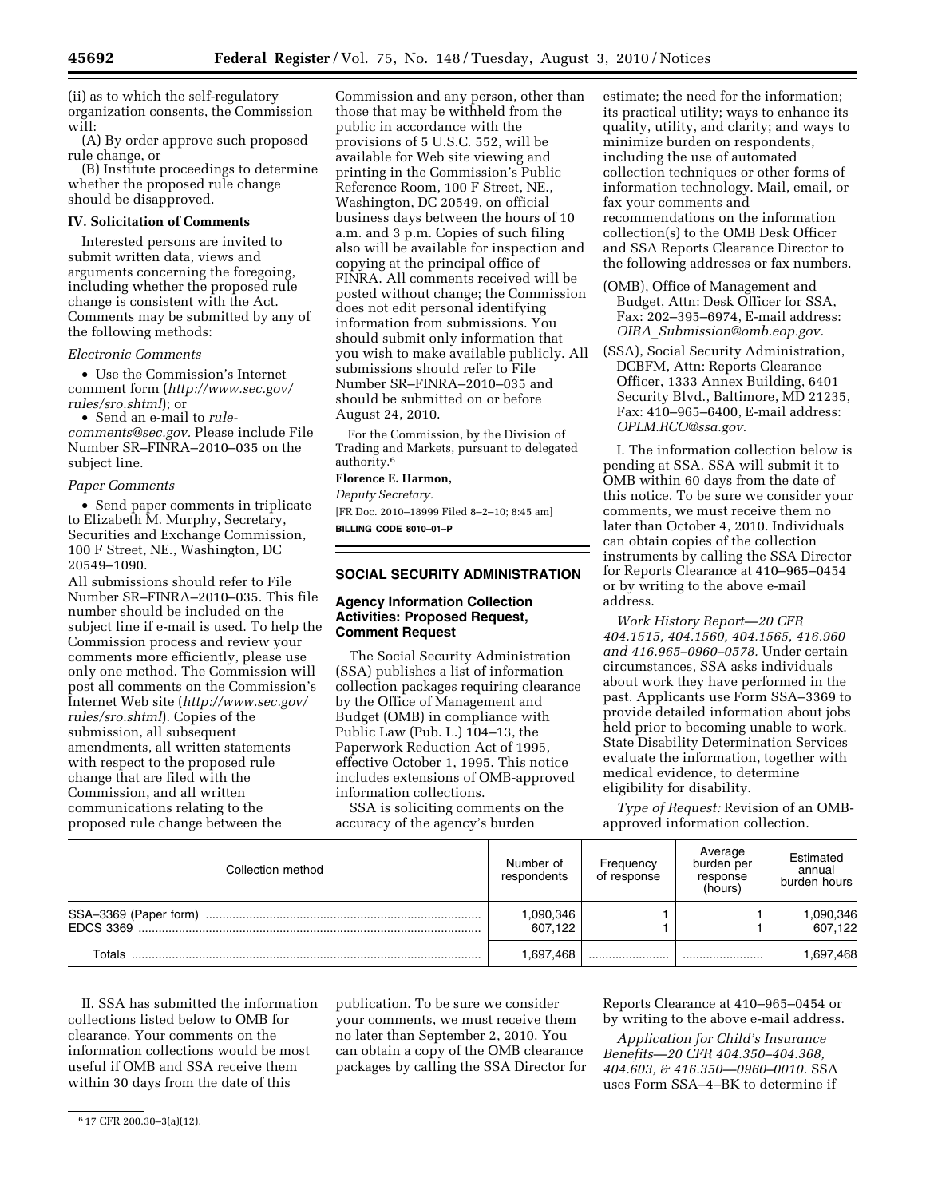(ii) as to which the self-regulatory organization consents, the Commission will:

(A) By order approve such proposed rule change, or

(B) Institute proceedings to determine whether the proposed rule change should be disapproved.

**IV. Solicitation of Comments**

Interested persons are invited to submit written data, views and arguments concerning the foregoing, including whether the proposed rule change is consistent with the Act. Comments may be submitted by any of the following methods:

*Electronic Comments*

- Use the Commission's Internet comment form (*http://www.sec.gov/rules/sro.shtml*); or
- Send an e-mail to *rule-comments@sec.gov*. Please include File Number SR–FINRA–2010–035 on the subject line.

*Paper Comments*

- Send paper comments in triplicate to Elizabeth M. Murphy, Secretary, Securities and Exchange Commission, 100 F Street, NE., Washington, DC 20549–1090.

All submissions should refer to File Number SR–FINRA–2010–035. This file number should be included on the subject line if e-mail is used. To help the Commission process and review your comments more efficiently, please use only one method. The Commission will post all comments on the Commission's Internet Web site (*http://www.sec.gov/rules/sro.shtml*). Copies of the submission, all subsequent amendments, all written statements with respect to the proposed rule change that are filed with the Commission, and all written communications relating to the proposed rule change between the Commission and any person, other than those that may be withheld from the public in accordance with the provisions of 5 U.S.C. 552, will be available for Web site viewing and printing in the Commission's Public Reference Room, 100 F Street, NE., Washington, DC 20549, on official business days between the hours of 10 a.m. and 3 p.m. Copies of such filing also will be available for inspection and copying at the principal office of FINRA. All comments received will be posted without change; the Commission does not edit personal identifying information from submissions. You should submit only information that you wish to make available publicly. All submissions should refer to File Number SR–FINRA–2010–035 and should be submitted on or before August 24, 2010.

For the Commission, by the Division of Trading and Markets, pursuant to delegated authority.[6]

**Florence E. Harmon,**

*Deputy Secretary.*

[FR Doc. 2010–18999 Filed 8–2–10; 8:45 am]

**BILLING CODE 8010–01–P**

## SOCIAL SECURITY ADMINISTRATION

### Agency Information Collection Activities: Proposed Request, Comment Request

The Social Security Administration (SSA) publishes a list of information collection packages requiring clearance by the Office of Management and Budget (OMB) in compliance with Public Law (Pub. L.) 104–13, the Paperwork Reduction Act of 1995, effective October 1, 1995. This notice includes extensions of OMB-approved information collections.

SSA is soliciting comments on the accuracy of the agency's burden estimate; the need for the information; its practical utility; ways to enhance its quality, utility, and clarity; and ways to minimize burden on respondents, including the use of automated collection techniques or other forms of information technology. Mail, email, or fax your comments and recommendations on the information collection(s) to the OMB Desk Officer and SSA Reports Clearance Director to the following addresses or fax numbers.

(OMB), Office of Management and Budget, Attn: Desk Officer for SSA, Fax: 202–395–6974, E-mail address: *OIRA_Submission@omb.eop.gov.*

(SSA), Social Security Administration, DCBFM, Attn: Reports Clearance Officer, 1333 Annex Building, 6401 Security Blvd., Baltimore, MD 21235, Fax: 410–965–6400, E-mail address: *OPLM.RCO@ssa.gov.*

I. The information collection below is pending at SSA. SSA will submit it to OMB within 60 days from the date of this notice. To be sure we consider your comments, we must receive them no later than October 4, 2010. Individuals can obtain copies of the collection instruments by calling the SSA Director for Reports Clearance at 410–965–0454 or by writing to the above e-mail address.

*Work History Report—20 CFR 404.1515, 404.1560, 404.1565, 416.960 and 416.965–0960–0578.* Under certain circumstances, SSA asks individuals about work they have performed in the past. Applicants use Form SSA–3369 to provide detailed information about jobs held prior to becoming unable to work. State Disability Determination Services evaluate the information, together with medical evidence, to determine eligibility for disability.

*Type of Request:* Revision of an OMB-approved information collection.

| Collection method | Number of respondents | Frequency of response | Average burden per response (hours) | Estimated annual burden hours |
|---|---|---|---|---|
| SSA–3369 (Paper form) | 1,090,346 | 1 | 1 | 1,090,346 |
| EDCS 3369 | 607,122 | 1 | 1 | 607,122 |
| Totals | 1,697,468 | | | 1,697,468 |

II. SSA has submitted the information collections listed below to OMB for clearance. Your comments on the information collections would be most useful if OMB and SSA receive them within 30 days from the date of this publication. To be sure we consider your comments, we must receive them no later than September 2, 2010. You can obtain a copy of the OMB clearance packages by calling the SSA Director for Reports Clearance at 410–965–0454 or by writing to the above e-mail address.

*Application for Child's Insurance Benefits—20 CFR 404.350–404.368, 404.603, & 416.350—0960–0010.* SSA uses Form SSA–4–BK to determine if

[6] 17 CFR 200.30–3(a)(12).